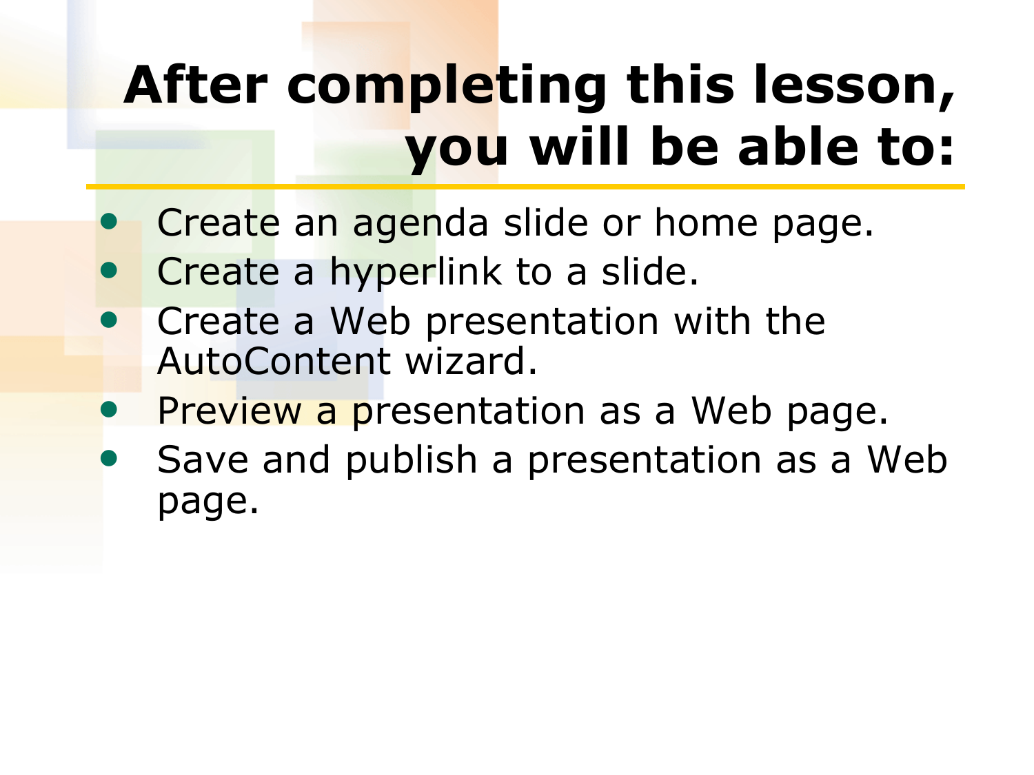# After completing this lesson, you will be able to:

- Create an agenda slide or home page.
- Create a hyperlink to a slide.
- Create a Web presentation with the AutoContent wizard.
- Preview a presentation as a Web page.
- Save and publish a presentation as a Web page.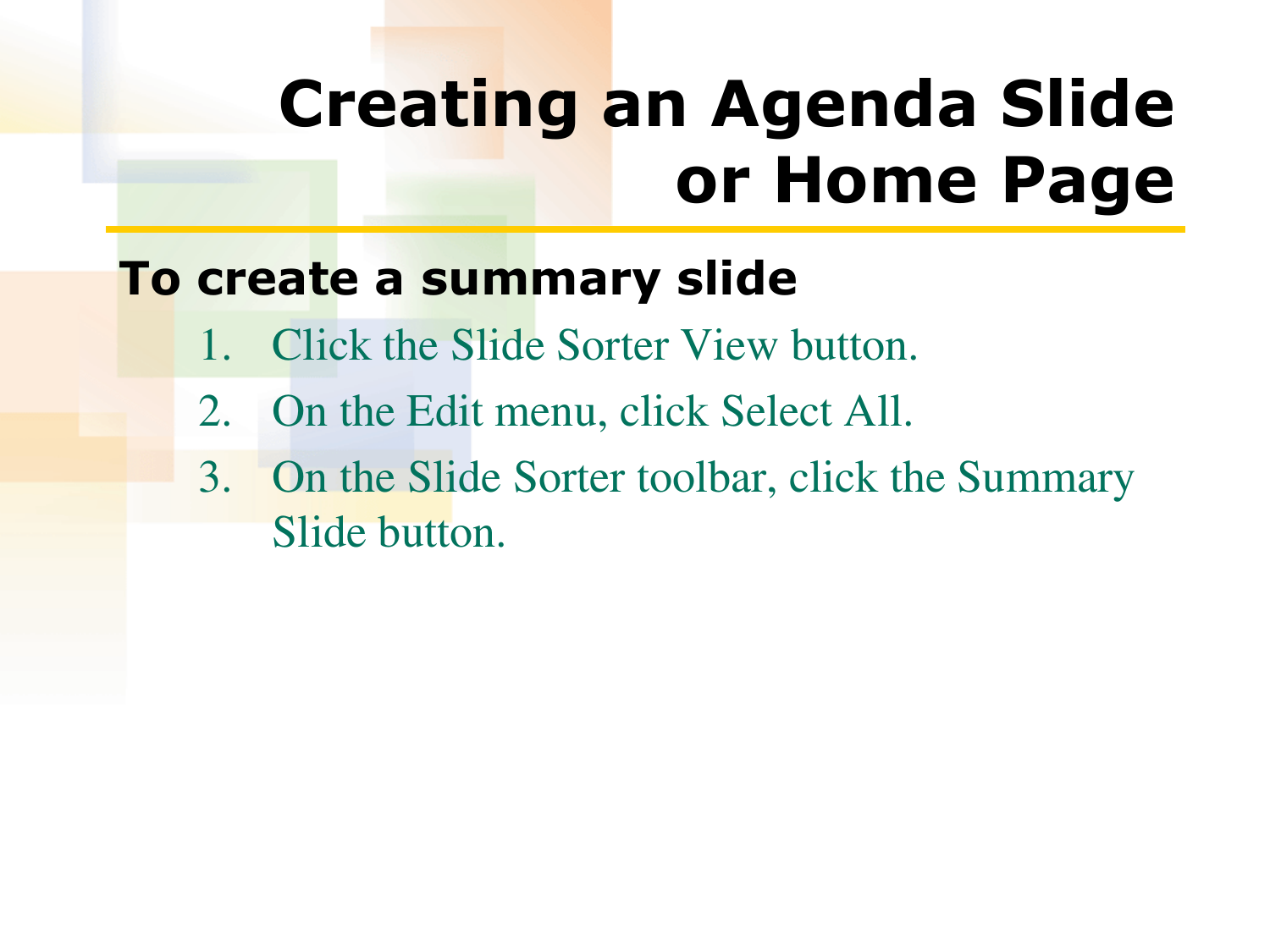# Creating an Agenda Slide or Home Page

**To create a summary slide**

1. Click the Slide Sorter View button.
2. On the Edit menu, click Select All.
3. On the Slide Sorter toolbar, click the Summary Slide button.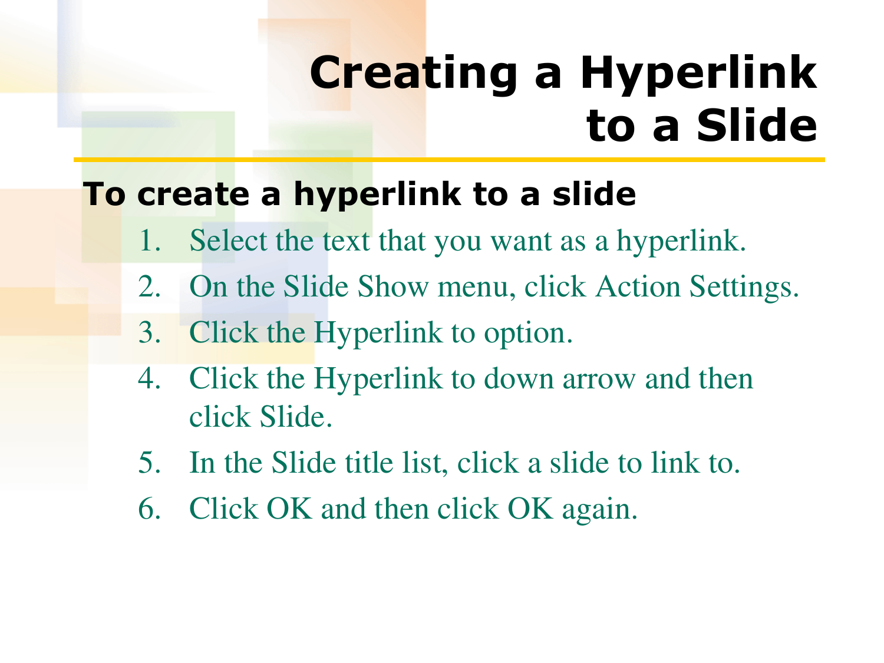# Creating a Hyperlink to a Slide

**To create a hyperlink to a slide**

1. Select the text that you want as a hyperlink.
2. On the Slide Show menu, click Action Settings.
3. Click the Hyperlink to option.
4. Click the Hyperlink to down arrow and then click Slide.
5. In the Slide title list, click a slide to link to.
6. Click OK and then click OK again.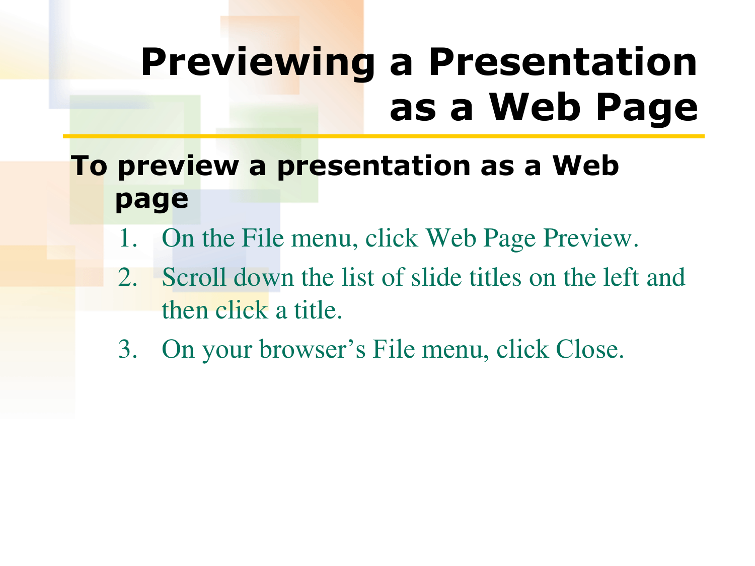# Previewing a Presentation as a Web Page

**To preview a presentation as a Web page**

1. On the File menu, click Web Page Preview.
2. Scroll down the list of slide titles on the left and then click a title.
3. On your browser's File menu, click Close.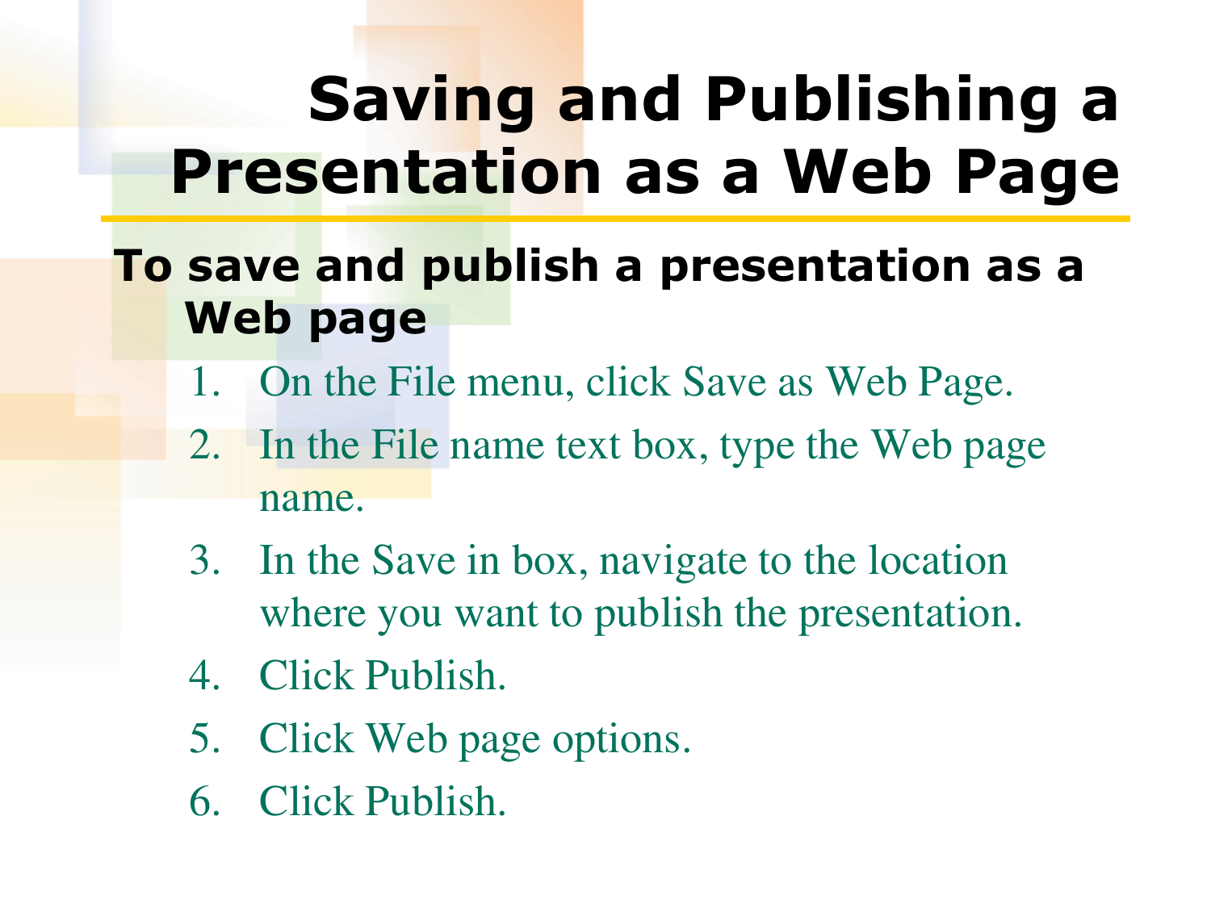# Saving and Publishing a Presentation as a Web Page

**To save and publish a presentation as a Web page**

1. On the File menu, click Save as Web Page.
2. In the File name text box, type the Web page name.
3. In the Save in box, navigate to the location where you want to publish the presentation.
4. Click Publish.
5. Click Web page options.
6. Click Publish.